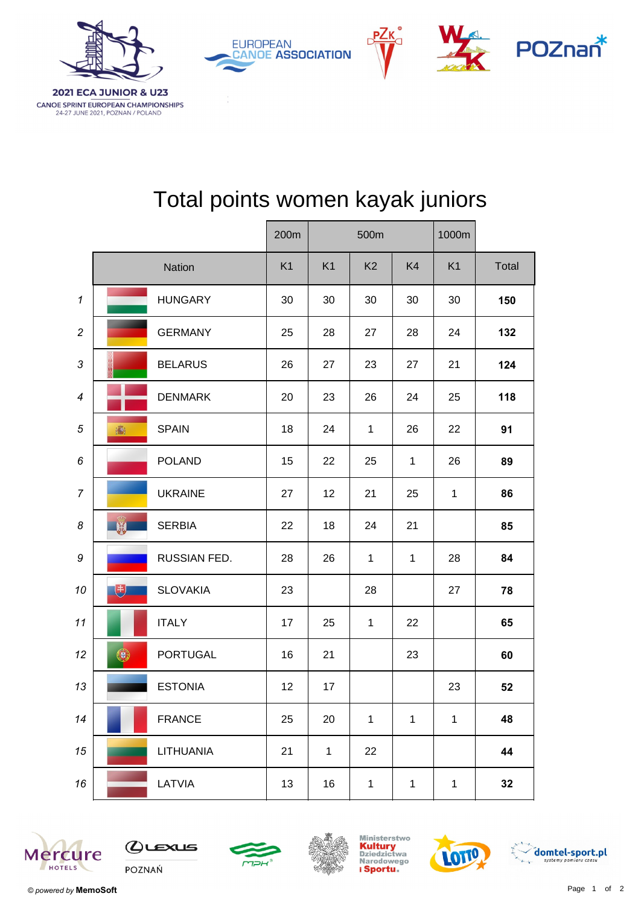2021 ECA JUNIOR & U23
CANOE SPRINT EUROPEAN CHAMPIONSHIPS
24-27 JUNE 2021, POZNAN / POLAND

# Total points women kayak juniors

| | Nation | 200m | 500m | | | 1000m | |
|---|---|---|---|---|---|---|---|
| | | K1 | K1 | K2 | K4 | K1 | Total |
| 1 | HUNGARY | 30 | 30 | 30 | 30 | 30 | **150** |
| 2 | GERMANY | 25 | 28 | 27 | 28 | 24 | **132** |
| 3 | BELARUS | 26 | 27 | 23 | 27 | 21 | **124** |
| 4 | DENMARK | 20 | 23 | 26 | 24 | 25 | **118** |
| 5 | SPAIN | 18 | 24 | 1 | 26 | 22 | **91** |
| 6 | POLAND | 15 | 22 | 25 | 1 | 26 | **89** |
| 7 | UKRAINE | 27 | 12 | 21 | 25 | 1 | **86** |
| 8 | SERBIA | 22 | 18 | 24 | 21 | | **85** |
| 9 | RUSSIAN FED. | 28 | 26 | 1 | 1 | 28 | **84** |
| 10 | SLOVAKIA | 23 | | 28 | | 27 | **78** |
| 11 | ITALY | 17 | 25 | 1 | 22 | | **65** |
| 12 | PORTUGAL | 16 | 21 | | 23 | | **60** |
| 13 | ESTONIA | 12 | 17 | | | 23 | **52** |
| 14 | FRANCE | 25 | 20 | 1 | 1 | 1 | **48** |
| 15 | LITHUANIA | 21 | 1 | 22 | | | **44** |
| 16 | LATVIA | 13 | 16 | 1 | 1 | 1 | **32** |

© powered by **MemoSoft**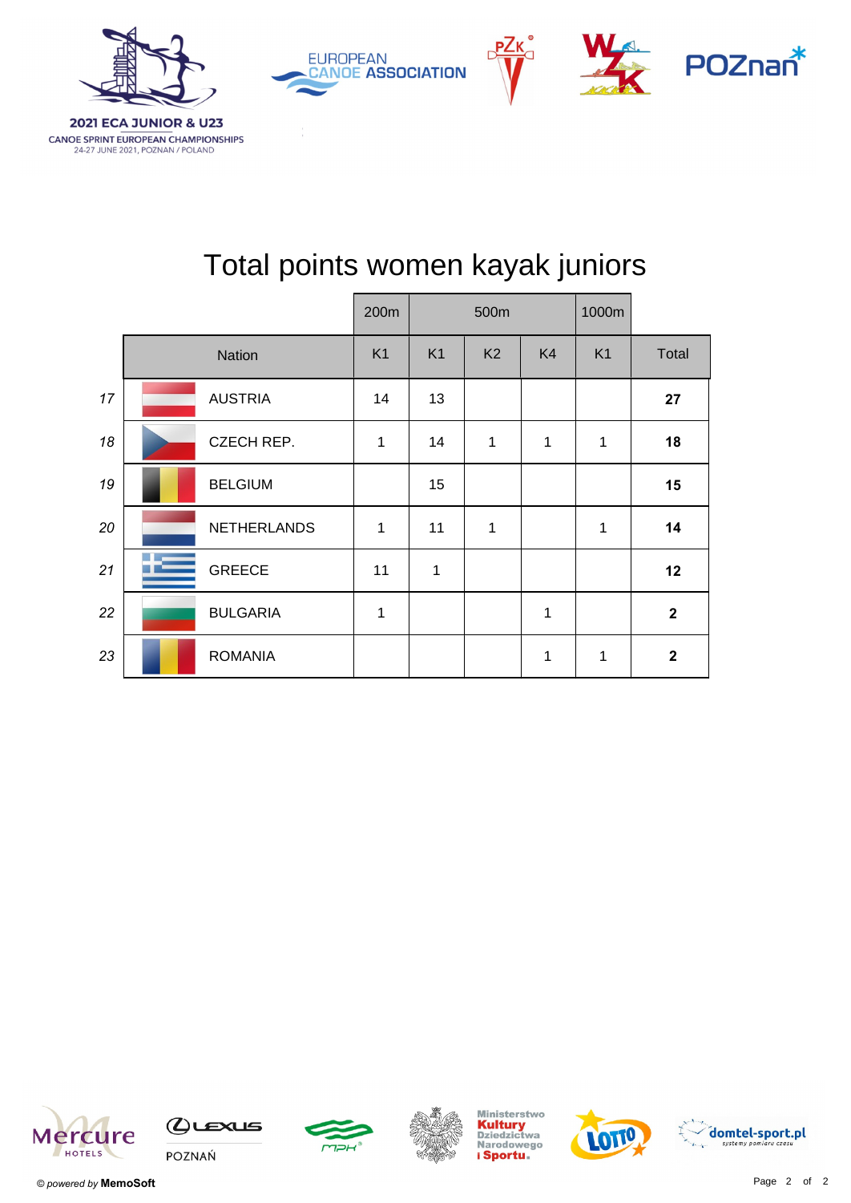2021 ECA JUNIOR & U23
CANOE SPRINT EUROPEAN CHAMPIONSHIPS
24-27 JUNE 2021, POZNAN / POLAND

# Total points women kayak juniors

| | | 200m | 500m | | | 1000m | |
|---|---|---|---|---|---|---|---|
| | Nation | K1 | K1 | K2 | K4 | K1 | Total |
| 17 | AUSTRIA | 14 | 13 | | | | **27** |
| 18 | CZECH REP. | 1 | 14 | 1 | 1 | 1 | **18** |
| 19 | BELGIUM | | 15 | | | | **15** |
| 20 | NETHERLANDS | 1 | 11 | 1 | | 1 | **14** |
| 21 | GREECE | 11 | 1 | | | | **12** |
| 22 | BULGARIA | 1 | | | 1 | | **2** |
| 23 | ROMANIA | | | | 1 | 1 | **2** |

© powered by **MemoSoft**